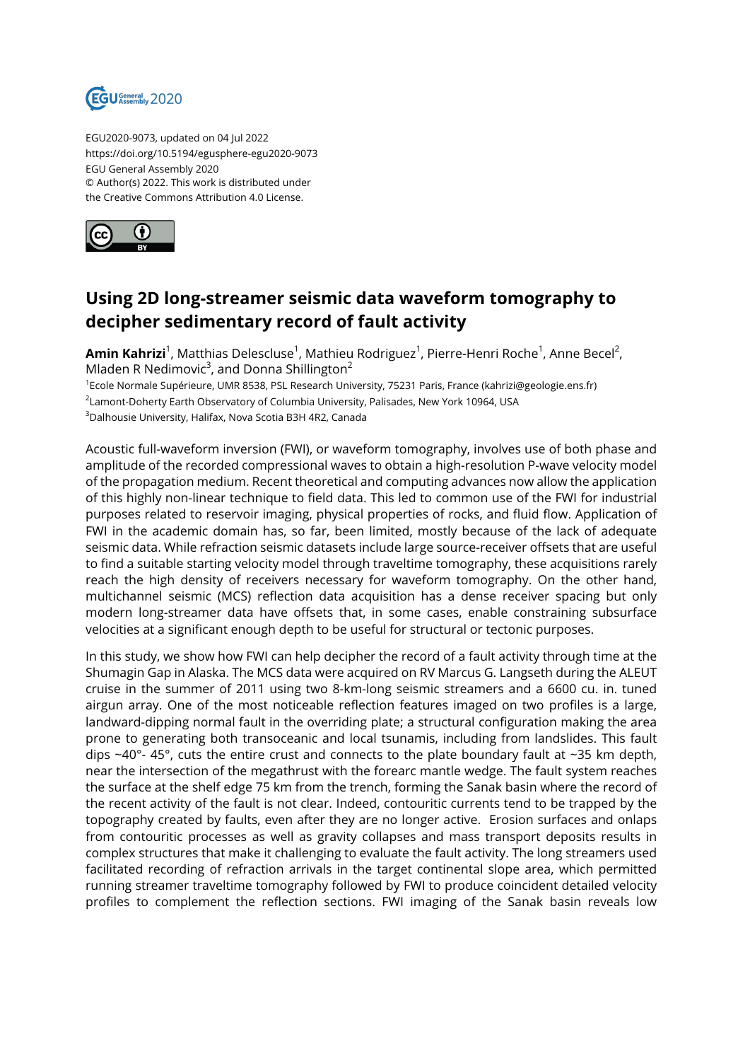EGU2020-9073, updated on 04 Jul 2022
https://doi.org/10.5194/egusphere-egu2020-9073
EGU General Assembly 2020
© Author(s) 2022. This work is distributed under
the Creative Commons Attribution 4.0 License.

# Using 2D long-streamer seismic data waveform tomography to decipher sedimentary record of fault activity

**Amin Kahrizi**[1], Matthias Delescluse[1], Mathieu Rodriguez[1], Pierre-Henri Roche[1], Anne Becel[2], Mladen R Nedimovic[3], and Donna Shillington[2]

[1]Ecole Normale Supérieure, UMR 8538, PSL Research University, 75231 Paris, France (kahrizi@geologie.ens.fr)
[2]Lamont-Doherty Earth Observatory of Columbia University, Palisades, New York 10964, USA
[3]Dalhousie University, Halifax, Nova Scotia B3H 4R2, Canada

Acoustic full-waveform inversion (FWI), or waveform tomography, involves use of both phase and amplitude of the recorded compressional waves to obtain a high-resolution P-wave velocity model of the propagation medium. Recent theoretical and computing advances now allow the application of this highly non-linear technique to field data. This led to common use of the FWI for industrial purposes related to reservoir imaging, physical properties of rocks, and fluid flow. Application of FWI in the academic domain has, so far, been limited, mostly because of the lack of adequate seismic data. While refraction seismic datasets include large source-receiver offsets that are useful to find a suitable starting velocity model through traveltime tomography, these acquisitions rarely reach the high density of receivers necessary for waveform tomography. On the other hand, multichannel seismic (MCS) reflection data acquisition has a dense receiver spacing but only modern long-streamer data have offsets that, in some cases, enable constraining subsurface velocities at a significant enough depth to be useful for structural or tectonic purposes.

In this study, we show how FWI can help decipher the record of a fault activity through time at the Shumagin Gap in Alaska. The MCS data were acquired on RV Marcus G. Langseth during the ALEUT cruise in the summer of 2011 using two 8-km-long seismic streamers and a 6600 cu. in. tuned airgun array. One of the most noticeable reflection features imaged on two profiles is a large, landward-dipping normal fault in the overriding plate; a structural configuration making the area prone to generating both transoceanic and local tsunamis, including from landslides. This fault dips ~40°- 45°, cuts the entire crust and connects to the plate boundary fault at ~35 km depth, near the intersection of the megathrust with the forearc mantle wedge. The fault system reaches the surface at the shelf edge 75 km from the trench, forming the Sanak basin where the record of the recent activity of the fault is not clear. Indeed, contouritic currents tend to be trapped by the topography created by faults, even after they are no longer active. Erosion surfaces and onlaps from contouritic processes as well as gravity collapses and mass transport deposits results in complex structures that make it challenging to evaluate the fault activity. The long streamers used facilitated recording of refraction arrivals in the target continental slope area, which permitted running streamer traveltime tomography followed by FWI to produce coincident detailed velocity profiles to complement the reflection sections. FWI imaging of the Sanak basin reveals low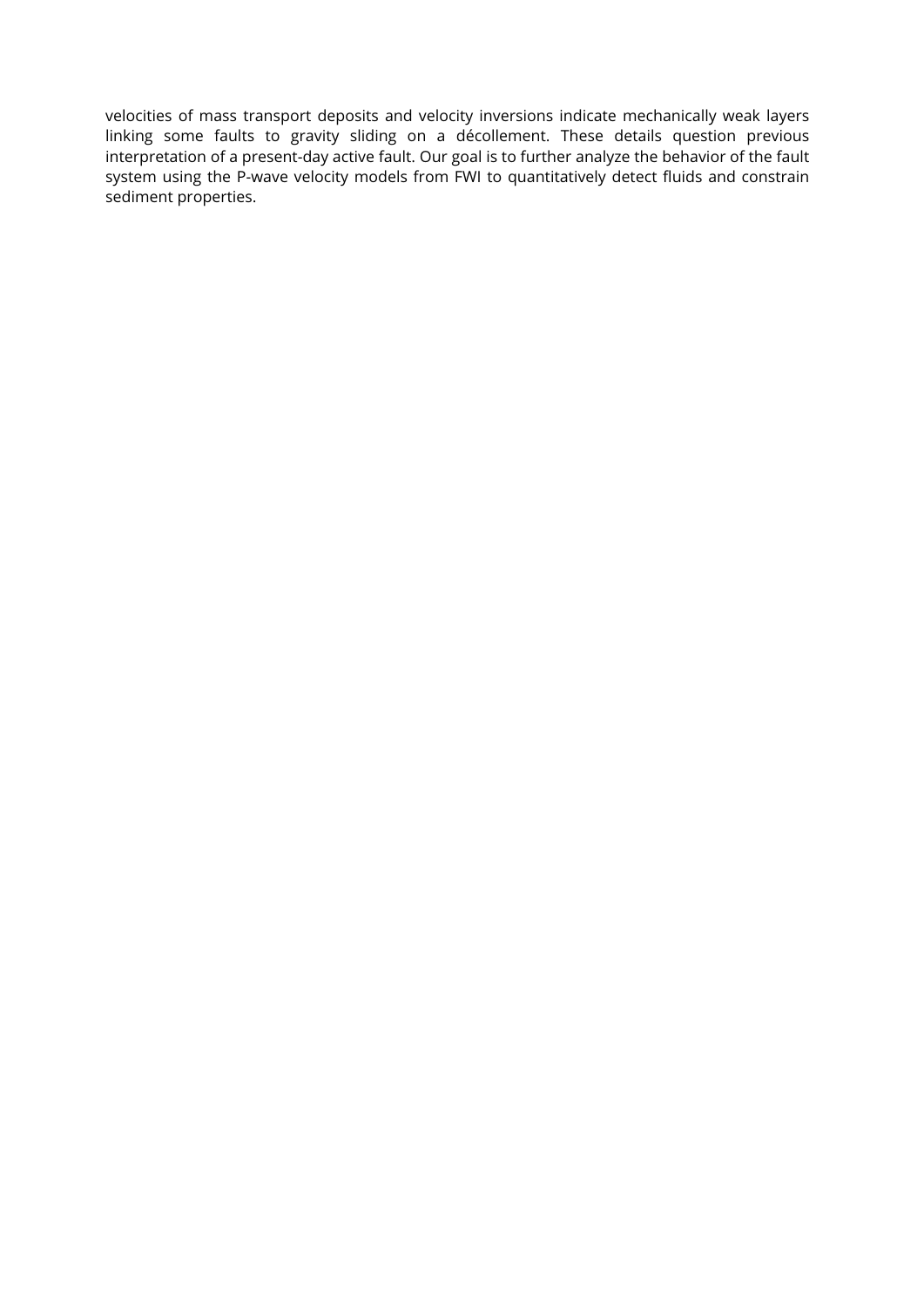velocities of mass transport deposits and velocity inversions indicate mechanically weak layers linking some faults to gravity sliding on a décollement. These details question previous interpretation of a present-day active fault. Our goal is to further analyze the behavior of the fault system using the P-wave velocity models from FWI to quantitatively detect fluids and constrain sediment properties.